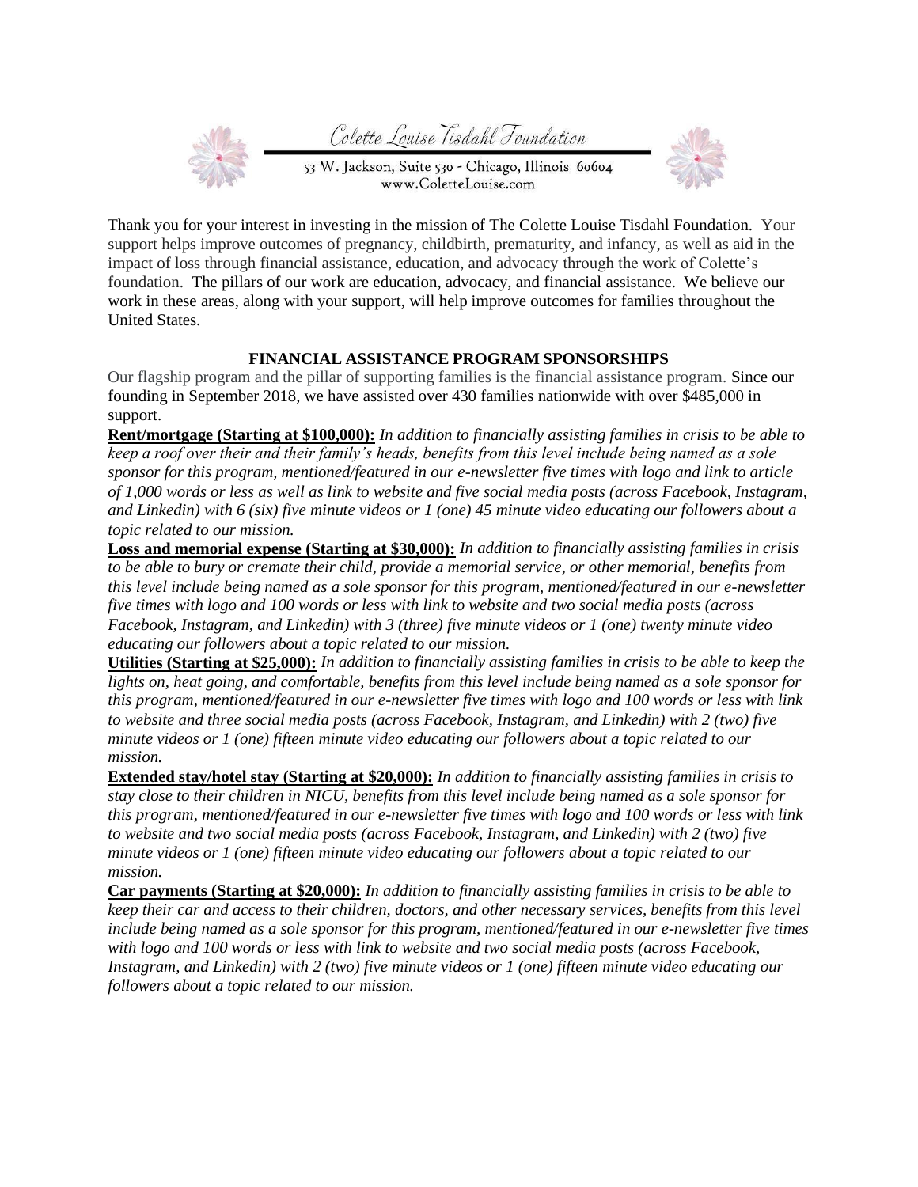Colette Louise Tisdahl Foundation

53 W. Jackson, Suite 530 - Chicago, Illinois 60604
www.ColetteLouise.com

Thank you for your interest in investing in the mission of The Colette Louise Tisdahl Foundation. Your support helps improve outcomes of pregnancy, childbirth, prematurity, and infancy, as well as aid in the impact of loss through financial assistance, education, and advocacy through the work of Colette's foundation. The pillars of our work are education, advocacy, and financial assistance. We believe our work in these areas, along with your support, will help improve outcomes for families throughout the United States.

## FINANCIAL ASSISTANCE PROGRAM SPONSORSHIPS

Our flagship program and the pillar of supporting families is the financial assistance program. Since our founding in September 2018, we have assisted over 430 families nationwide with over $485,000 in support.

**Rent/mortgage (Starting at $100,000):** *In addition to financially assisting families in crisis to be able to keep a roof over their and their family's heads, benefits from this level include being named as a sole sponsor for this program, mentioned/featured in our e-newsletter five times with logo and link to article of 1,000 words or less as well as link to website and five social media posts (across Facebook, Instagram, and Linkedin) with 6 (six) five minute videos or 1 (one) 45 minute video educating our followers about a topic related to our mission.*

**Loss and memorial expense (Starting at $30,000):** *In addition to financially assisting families in crisis to be able to bury or cremate their child, provide a memorial service, or other memorial, benefits from this level include being named as a sole sponsor for this program, mentioned/featured in our e-newsletter five times with logo and 100 words or less with link to website and two social media posts (across Facebook, Instagram, and Linkedin) with 3 (three) five minute videos or 1 (one) twenty minute video educating our followers about a topic related to our mission.*

**Utilities (Starting at $25,000):** *In addition to financially assisting families in crisis to be able to keep the lights on, heat going, and comfortable, benefits from this level include being named as a sole sponsor for this program, mentioned/featured in our e-newsletter five times with logo and 100 words or less with link to website and three social media posts (across Facebook, Instagram, and Linkedin) with 2 (two) five minute videos or 1 (one) fifteen minute video educating our followers about a topic related to our mission.*

**Extended stay/hotel stay (Starting at $20,000):** *In addition to financially assisting families in crisis to stay close to their children in NICU, benefits from this level include being named as a sole sponsor for this program, mentioned/featured in our e-newsletter five times with logo and 100 words or less with link to website and two social media posts (across Facebook, Instagram, and Linkedin) with 2 (two) five minute videos or 1 (one) fifteen minute video educating our followers about a topic related to our mission.*

**Car payments (Starting at $20,000):** *In addition to financially assisting families in crisis to be able to keep their car and access to their children, doctors, and other necessary services, benefits from this level include being named as a sole sponsor for this program, mentioned/featured in our e-newsletter five times with logo and 100 words or less with link to website and two social media posts (across Facebook, Instagram, and Linkedin) with 2 (two) five minute videos or 1 (one) fifteen minute video educating our followers about a topic related to our mission.*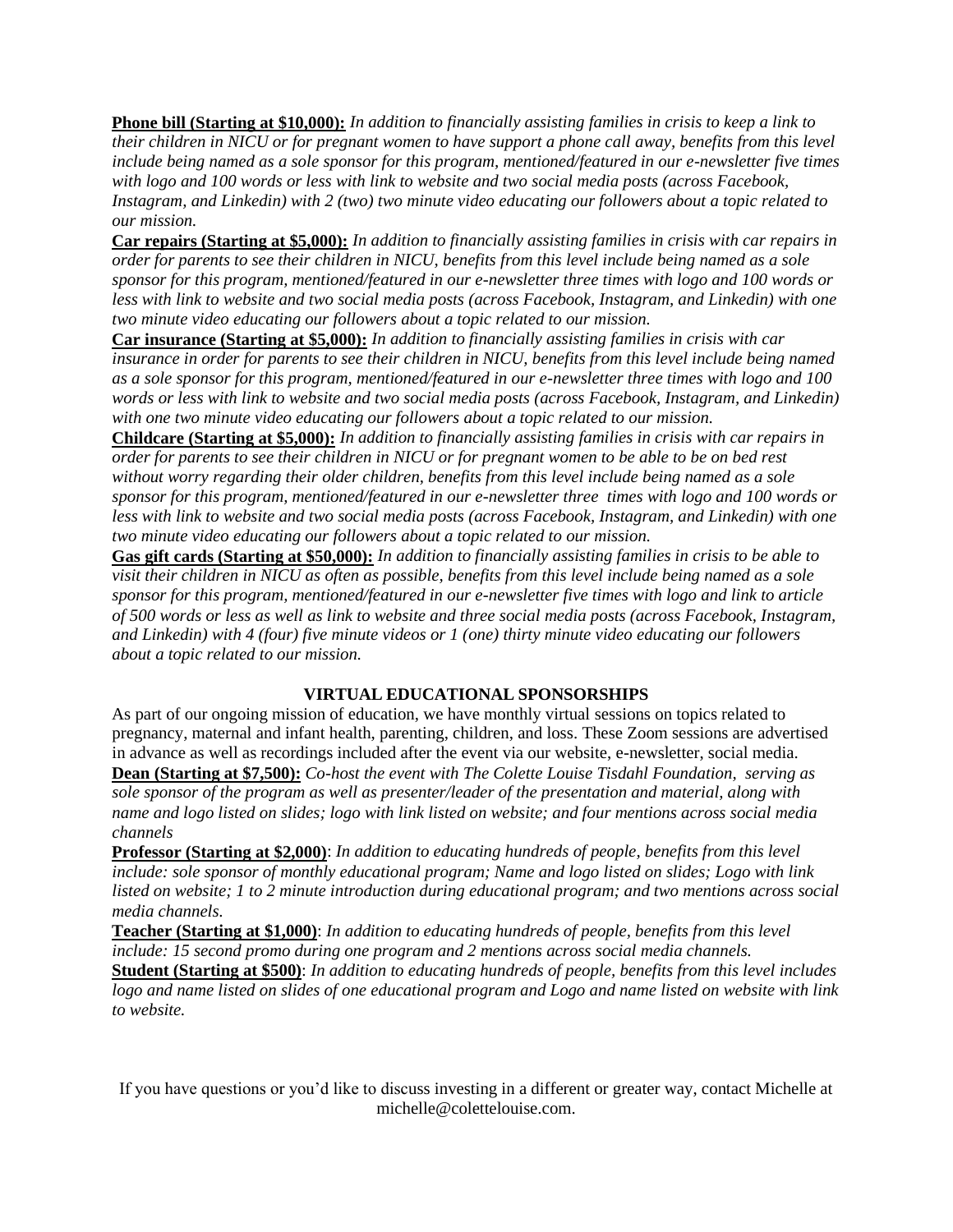**Phone bill (Starting at $10,000):** *In addition to financially assisting families in crisis to keep a link to their children in NICU or for pregnant women to have support a phone call away, benefits from this level include being named as a sole sponsor for this program, mentioned/featured in our e-newsletter five times with logo and 100 words or less with link to website and two social media posts (across Facebook, Instagram, and Linkedin) with 2 (two) two minute video educating our followers about a topic related to our mission.*

**Car repairs (Starting at $5,000):** *In addition to financially assisting families in crisis with car repairs in order for parents to see their children in NICU, benefits from this level include being named as a sole sponsor for this program, mentioned/featured in our e-newsletter three times with logo and 100 words or less with link to website and two social media posts (across Facebook, Instagram, and Linkedin) with one two minute video educating our followers about a topic related to our mission.*

**Car insurance (Starting at $5,000):** *In addition to financially assisting families in crisis with car insurance in order for parents to see their children in NICU, benefits from this level include being named as a sole sponsor for this program, mentioned/featured in our e-newsletter three times with logo and 100 words or less with link to website and two social media posts (across Facebook, Instagram, and Linkedin) with one two minute video educating our followers about a topic related to our mission.*

**Childcare (Starting at $5,000):** *In addition to financially assisting families in crisis with car repairs in order for parents to see their children in NICU or for pregnant women to be able to be on bed rest without worry regarding their older children, benefits from this level include being named as a sole sponsor for this program, mentioned/featured in our e-newsletter three times with logo and 100 words or less with link to website and two social media posts (across Facebook, Instagram, and Linkedin) with one two minute video educating our followers about a topic related to our mission.*

**Gas gift cards (Starting at $50,000):** *In addition to financially assisting families in crisis to be able to visit their children in NICU as often as possible, benefits from this level include being named as a sole sponsor for this program, mentioned/featured in our e-newsletter five times with logo and link to article of 500 words or less as well as link to website and three social media posts (across Facebook, Instagram, and Linkedin) with 4 (four) five minute videos or 1 (one) thirty minute video educating our followers about a topic related to our mission.*

## VIRTUAL EDUCATIONAL SPONSORSHIPS

As part of our ongoing mission of education, we have monthly virtual sessions on topics related to pregnancy, maternal and infant health, parenting, children, and loss. These Zoom sessions are advertised in advance as well as recordings included after the event via our website, e-newsletter, social media.

**Dean (Starting at $7,500):** *Co-host the event with The Colette Louise Tisdahl Foundation, serving as sole sponsor of the program as well as presenter/leader of the presentation and material, along with name and logo listed on slides; logo with link listed on website; and four mentions across social media channels*

**Professor (Starting at $2,000)**: *In addition to educating hundreds of people, benefits from this level include: sole sponsor of monthly educational program; Name and logo listed on slides; Logo with link listed on website; 1 to 2 minute introduction during educational program; and two mentions across social media channels.*

**Teacher (Starting at $1,000)**: *In addition to educating hundreds of people, benefits from this level include: 15 second promo during one program and 2 mentions across social media channels.*

**Student (Starting at $500)**: *In addition to educating hundreds of people, benefits from this level includes logo and name listed on slides of one educational program and Logo and name listed on website with link to website.*

If you have questions or you'd like to discuss investing in a different or greater way, contact Michelle at michelle@colettelouise.com.